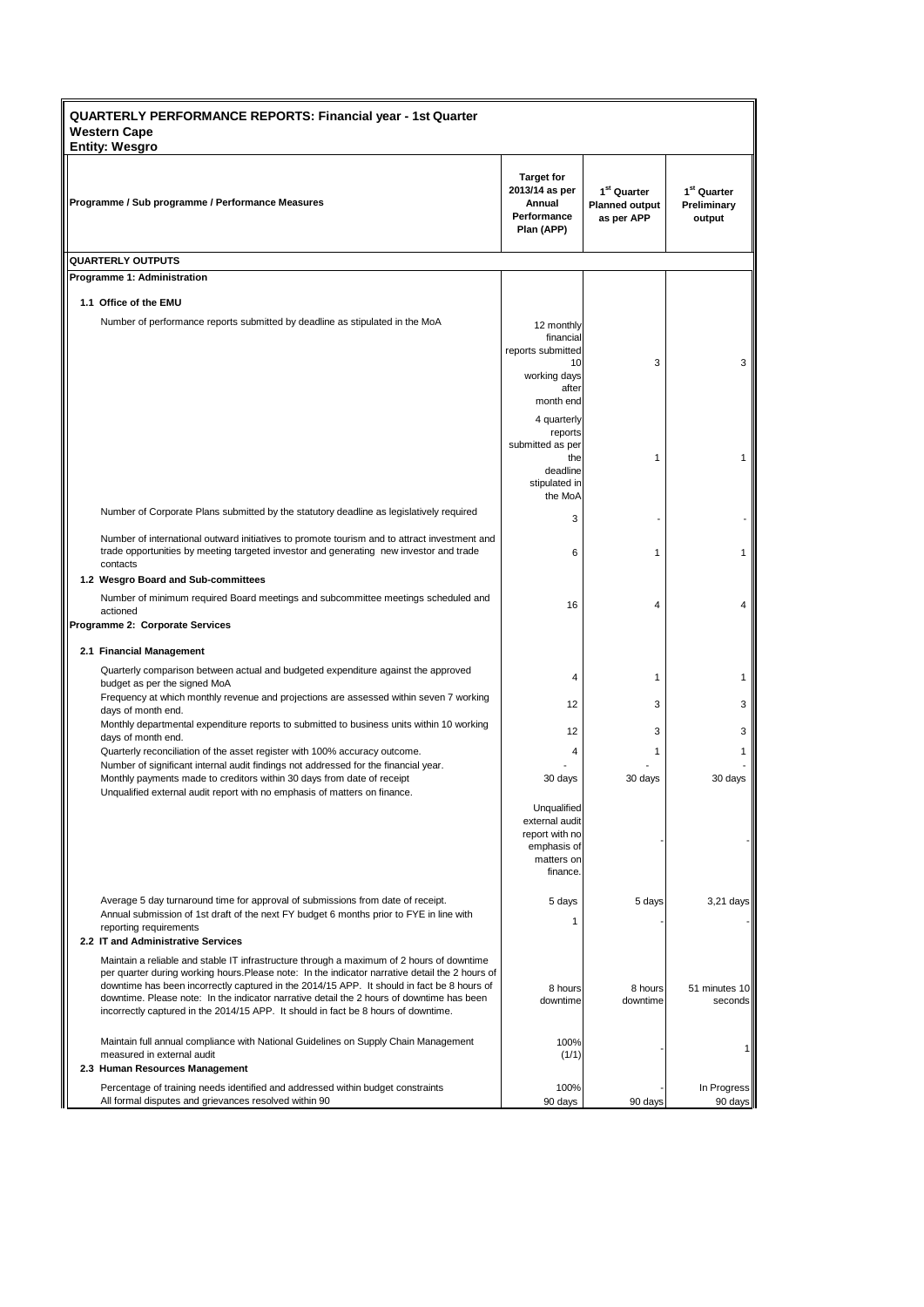# QUARTERLY PERFORMANCE REPORTS: Financial year - 1st Quarter

## Western Cape

### Entity: Wesgro

| Programme / Sub programme / Performance Measures | Target for 2013/14 as per Annual Performance Plan (APP) | 1st Quarter Planned output as per APP | 1st Quarter Preliminary output |
|---|---|---|---|
| **QUARTERLY OUTPUTS** | | | |
| **Programme 1: Administration** | | | |
| **1.1 Office of the EMU** | | | |
| Number of performance reports submitted by deadline as stipulated in the MoA | 12 monthly financial reports submitted 10 working days after month end | 3 | 3 |
| | 4 quarterly reports submitted as per the deadline stipulated in the MoA | 1 | 1 |
| Number of Corporate Plans submitted by the statutory deadline as legislatively required | 3 | - | - |
| Number of international outward initiatives to promote tourism and to attract investment and trade opportunities by meeting targeted investor and generating new investor and trade contacts | 6 | 1 | 1 |
| **1.2 Wesgro Board and Sub-committees** | | | |
| Number of minimum required Board meetings and subcommittee meetings scheduled and actioned | 16 | 4 | 4 |
| **Programme 2: Corporate Services** | | | |
| **2.1 Financial Management** | | | |
| Quarterly comparison between actual and budgeted expenditure against the approved budget as per the signed MoA | 4 | 1 | 1 |
| Frequency at which monthly revenue and projections are assessed within seven 7 working days of month end. | 12 | 3 | 3 |
| Monthly departmental expenditure reports to submitted to business units within 10 working days of month end. | 12 | 3 | 3 |
| Quarterly reconciliation of the asset register with 100% accuracy outcome. | 4 | 1 | 1 |
| Number of significant internal audit findings not addressed for the financial year. | - | - | - |
| Monthly payments made to creditors within 30 days from date of receipt | 30 days | 30 days | 30 days |
| Unqualified external audit report with no emphasis of matters on finance. | Unqualified external audit report with no emphasis of matters on finance. | - | - |
| Average 5 day turnaround time for approval of submissions from date of receipt. | 5 days | 5 days | 3,21 days |
| Annual submission of 1st draft of the next FY budget 6 months prior to FYE in line with reporting requirements | 1 | - | - |
| **2.2 IT and Administrative Services** | | | |
| Maintain a reliable and stable IT infrastructure through a maximum of 2 hours of downtime per quarter during working hours.Please note: In the indicator narrative detail the 2 hours of downtime has been incorrectly captured in the 2014/15 APP. It should in fact be 8 hours of downtime. Please note: In the indicator narrative detail the 2 hours of downtime has been incorrectly captured in the 2014/15 APP. It should in fact be 8 hours of downtime. | 8 hours downtime | 8 hours downtime | 51 minutes 10 seconds |
| Maintain full annual compliance with National Guidelines on Supply Chain Management measured in external audit | 100% (1/1) | - | 1 |
| **2.3 Human Resources Management** | | | |
| Percentage of training needs identified and addressed within budget constraints | 100% | - | In Progress |
| All formal disputes and grievances resolved within 90 | 90 days | 90 days | 90 days |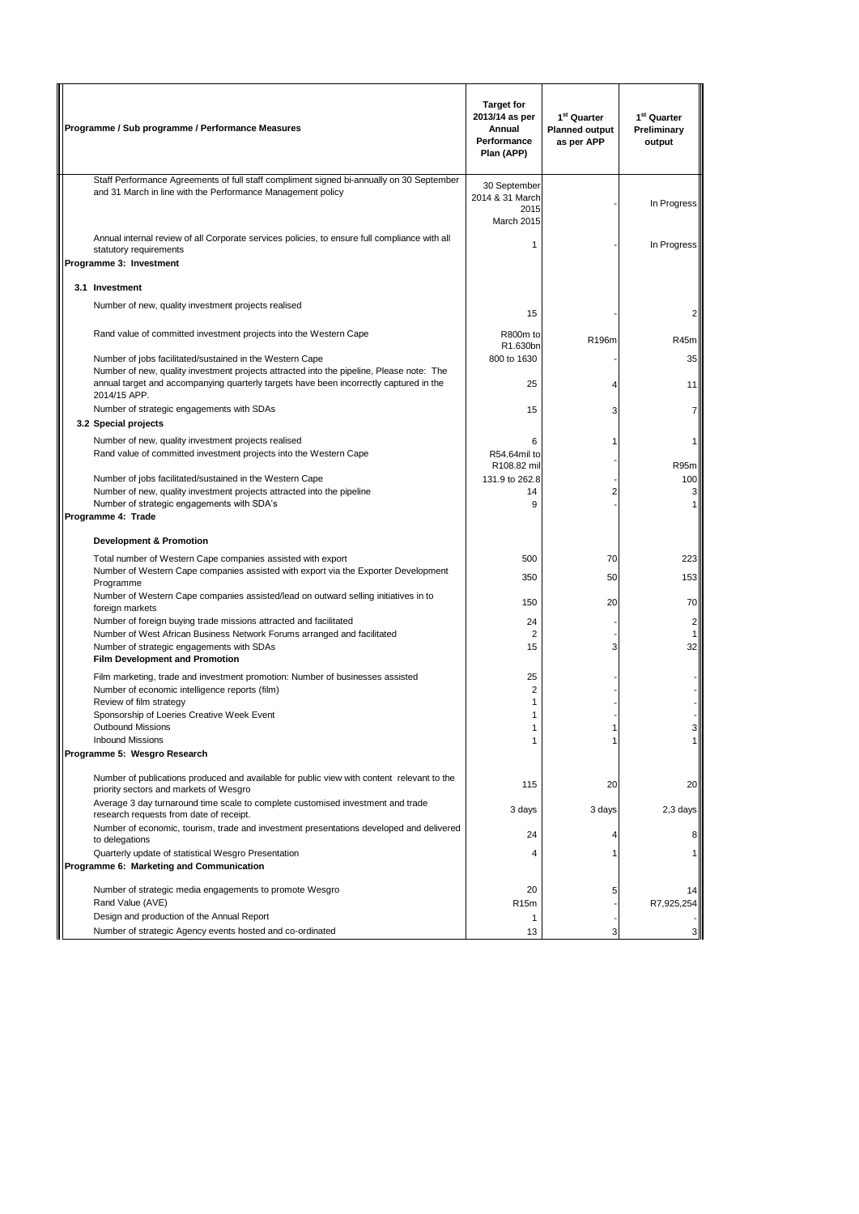| Programme / Sub programme / Performance Measures | Target for 2013/14 as per Annual Performance Plan (APP) | 1st Quarter Planned output as per APP | 1st Quarter Preliminary output |
|---|---|---|---|
| Staff Performance Agreements of full staff compliment signed bi-annually on 30 September and 31 March in line with the Performance Management policy | 30 September 2014 & 31 March 2015 March 2015 | - | In Progress |
| Annual internal review of all Corporate services policies, to ensure full compliance with all statutory requirements | 1 | - | In Progress |
| **Programme 3: Investment** | | | |
| **3.1 Investment** | | | |
| Number of new, quality investment projects realised | 15 | - | 2 |
| Rand value of committed investment projects into the Western Cape | R800m to R1.630bn | R196m | R45m |
| Number of jobs facilitated/sustained in the Western Cape | 800 to 1630 | - | 35 |
| Number of new, quality investment projects attracted into the pipeline, Please note: The annual target and accompanying quarterly targets have been incorrectly captured in the 2014/15 APP. | 25 | 4 | 11 |
| Number of strategic engagements with SDAs | 15 | 3 | 7 |
| **3.2 Special projects** | | | |
| Number of new, quality investment projects realised | 6 | 1 | 1 |
| Rand value of committed investment projects into the Western Cape | R54.64mil to R108.82 mil | - | R95m |
| Number of jobs facilitated/sustained in the Western Cape | 131.9 to 262.8 | - | 100 |
| Number of new, quality investment projects attracted into the pipeline | 14 | 2 | 3 |
| Number of strategic engagements with SDA's | 9 | - | 1 |
| **Programme 4: Trade** | | | |
| **Development & Promotion** | | | |
| Total number of Western Cape companies assisted with export | 500 | 70 | 223 |
| Number of Western Cape companies assisted with export via the Exporter Development Programme | 350 | 50 | 153 |
| Number of Western Cape companies assisted/lead on outward selling initiatives in to foreign markets | 150 | 20 | 70 |
| Number of foreign buying trade missions attracted and facilitated | 24 | - | 2 |
| Number of West African Business Network Forums arranged and facilitated | 2 | - | 1 |
| Number of strategic engagements with SDAs | 15 | 3 | 32 |
| **Film Development and Promotion** | | | |
| Film marketing, trade and investment promotion: Number of businesses assisted | 25 | - | - |
| Number of economic intelligence reports (film) | 2 | - | - |
| Review of film strategy | 1 | - | - |
| Sponsorship of Loeries Creative Week Event | 1 | - | - |
| Outbound Missions | 1 | 1 | 3 |
| Inbound Missions | 1 | 1 | 1 |
| **Programme 5: Wesgro Research** | | | |
| Number of publications produced and available for public view with content relevant to the priority sectors and markets of Wesgro | 115 | 20 | 20 |
| Average 3 day turnaround time scale to complete customised investment and trade research requests from date of receipt. | 3 days | 3 days | 2,3 days |
| Number of economic, tourism, trade and investment presentations developed and delivered to delegations | 24 | 4 | 8 |
| Quarterly update of statistical Wesgro Presentation | 4 | 1 | 1 |
| **Programme 6: Marketing and Communication** | | | |
| Number of strategic media engagements to promote Wesgro | 20 | 5 | 14 |
| Rand Value (AVE) | R15m | - | R7,925,254 |
| Design and production of the Annual Report | 1 | - | - |
| Number of strategic Agency events hosted and co-ordinated | 13 | 3 | 3 |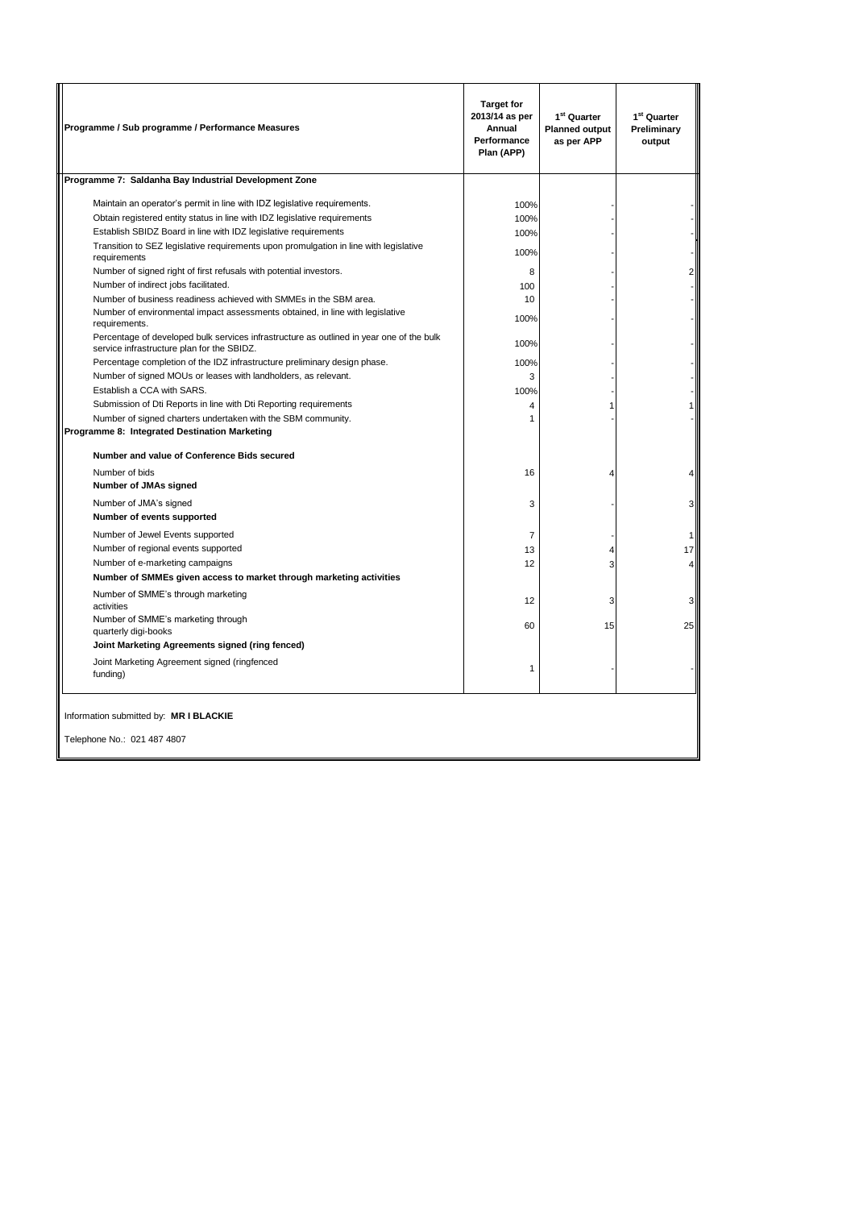| Programme / Sub programme / Performance Measures | Target for 2013/14 as per Annual Performance Plan (APP) | 1st Quarter Planned output as per APP | 1st Quarter Preliminary output |
|---|---|---|---|
| **Programme 7: Saldanha Bay Industrial Development Zone** | | | |
| Maintain an operator's permit in line with IDZ legislative requirements. | 100% | - | - |
| Obtain registered entity status in line with IDZ legislative requirements | 100% | - | - |
| Establish SBIDZ Board in line with IDZ legislative requirements | 100% | - | - |
| Transition to SEZ legislative requirements upon promulgation in line with legislative requirements | 100% | - | - |
| Number of signed right of first refusals with potential investors. | 8 | - | 2 |
| Number of indirect jobs facilitated. | 100 | - | - |
| Number of business readiness achieved with SMMEs in the SBM area. | 10 | - | - |
| Number of environmental impact assessments obtained, in line with legislative requirements. | 100% | - | - |
| Percentage of developed bulk services infrastructure as outlined in year one of the bulk service infrastructure plan for the SBIDZ. | 100% | - | - |
| Percentage completion of the IDZ infrastructure preliminary design phase. | 100% | - | - |
| Number of signed MOUs or leases with landholders, as relevant. | 3 | - | - |
| Establish a CCA with SARS. | 100% | - | - |
| Submission of Dti Reports in line with Dti Reporting requirements | 4 | 1 | 1 |
| Number of signed charters undertaken with the SBM community. | 1 | - | - |
| **Programme 8: Integrated Destination Marketing** | | | |
| **Number and value of Conference Bids secured** | | | |
| Number of bids | 16 | 4 | 4 |
| **Number of JMAs signed** | | | |
| Number of JMA's signed | 3 | - | 3 |
| **Number of events supported** | | | |
| Number of Jewel Events supported | 7 | - | 1 |
| Number of regional events supported | 13 | 4 | 17 |
| Number of e-marketing campaigns | 12 | 3 | 4 |
| **Number of SMMEs given access to market through marketing activities** | | | |
| Number of SMME's through marketing activities | 12 | 3 | 3 |
| Number of SMME's marketing through quarterly digi-books | 60 | 15 | 25 |
| **Joint Marketing Agreements signed (ring fenced)** | | | |
| Joint Marketing Agreement signed (ringfenced funding) | 1 | - | - |

Information submitted by: **MR I BLACKIE**

Telephone No.: 021 487 4807